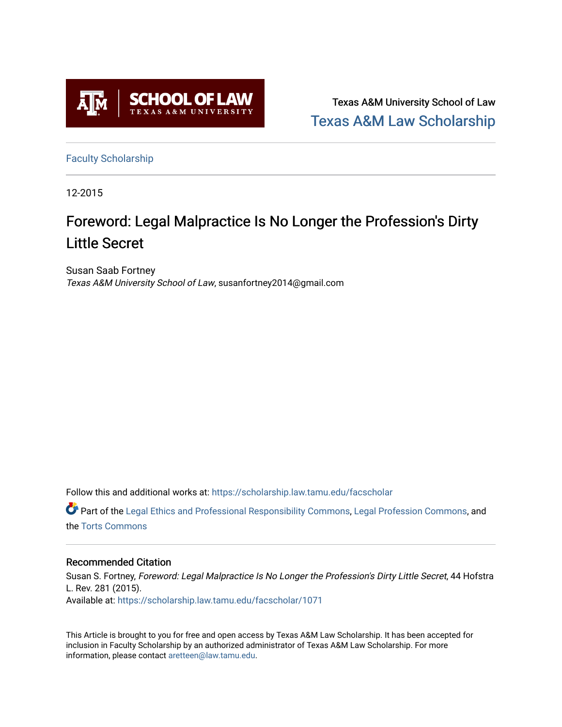Texas A&M University School of Law
Texas A&M Law Scholarship

Faculty Scholarship

12-2015

# Foreword: Legal Malpractice Is No Longer the Profession's Dirty Little Secret

Susan Saab Fortney
*Texas A&M University School of Law*, susanfortney2014@gmail.com

Follow this and additional works at: https://scholarship.law.tamu.edu/facscholar

Part of the Legal Ethics and Professional Responsibility Commons, Legal Profession Commons, and the Torts Commons

## Recommended Citation

Susan S. Fortney, *Foreword: Legal Malpractice Is No Longer the Profession's Dirty Little Secret*, 44 Hofstra L. Rev. 281 (2015).
Available at: https://scholarship.law.tamu.edu/facscholar/1071

This Article is brought to you for free and open access by Texas A&M Law Scholarship. It has been accepted for inclusion in Faculty Scholarship by an authorized administrator of Texas A&M Law Scholarship. For more information, please contact aretteen@law.tamu.edu.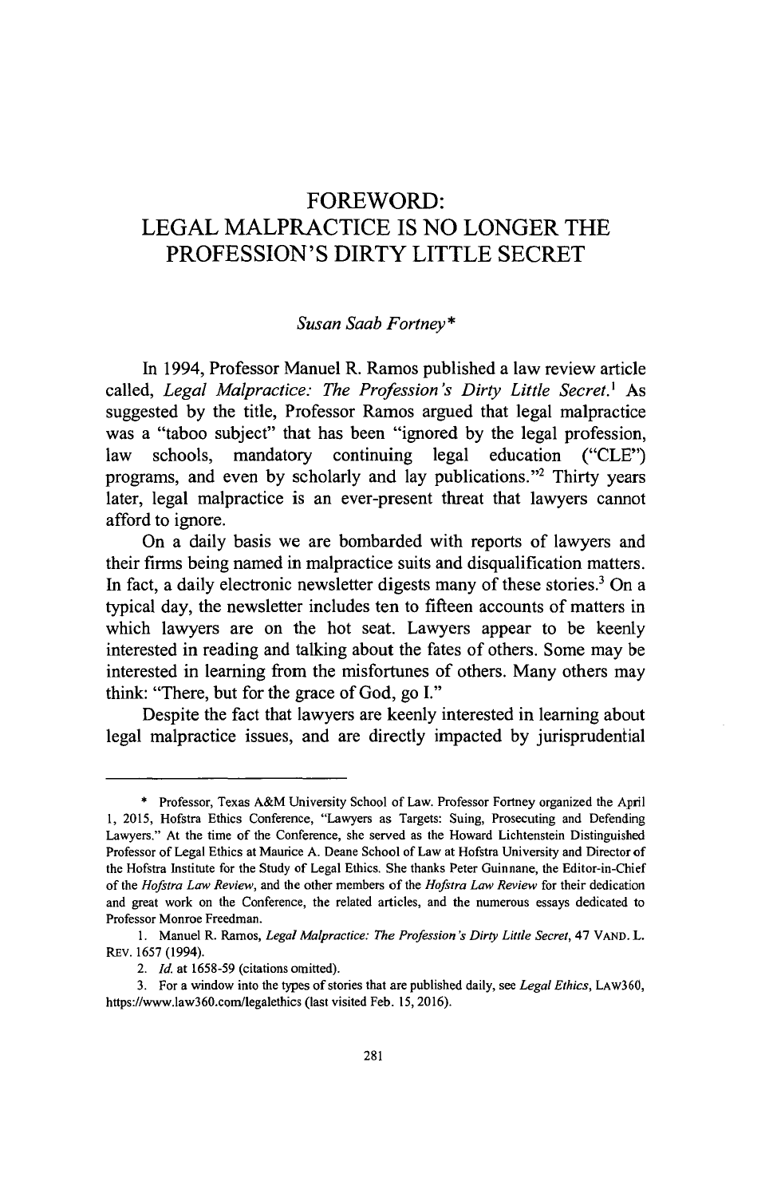# FOREWORD: LEGAL MALPRACTICE IS NO LONGER THE PROFESSION'S DIRTY LITTLE SECRET

*Susan Saab Fortney\**

In 1994, Professor Manuel R. Ramos published a law review article called, *Legal Malpractice: The Profession's Dirty Little Secret.*[1] As suggested by the title, Professor Ramos argued that legal malpractice was a "taboo subject" that has been "ignored by the legal profession, law schools, mandatory continuing legal education ("CLE") programs, and even by scholarly and lay publications."[2] Thirty years later, legal malpractice is an ever-present threat that lawyers cannot afford to ignore.

On a daily basis we are bombarded with reports of lawyers and their firms being named in malpractice suits and disqualification matters. In fact, a daily electronic newsletter digests many of these stories.[3] On a typical day, the newsletter includes ten to fifteen accounts of matters in which lawyers are on the hot seat. Lawyers appear to be keenly interested in reading and talking about the fates of others. Some may be interested in learning from the misfortunes of others. Many others may think: "There, but for the grace of God, go I."

Despite the fact that lawyers are keenly interested in learning about legal malpractice issues, and are directly impacted by jurisprudential

---

\* Professor, Texas A&M University School of Law. Professor Fortney organized the April 1, 2015, Hofstra Ethics Conference, "Lawyers as Targets: Suing, Prosecuting and Defending Lawyers." At the time of the Conference, she served as the Howard Lichtenstein Distinguished Professor of Legal Ethics at Maurice A. Deane School of Law at Hofstra University and Director of the Hofstra Institute for the Study of Legal Ethics. She thanks Peter Guinnane, the Editor-in-Chief of the *Hofstra Law Review*, and the other members of the *Hofstra Law Review* for their dedication and great work on the Conference, the related articles, and the numerous essays dedicated to Professor Monroe Freedman.

1. Manuel R. Ramos, *Legal Malpractice: The Profession's Dirty Little Secret*, 47 VAND. L. REV. 1657 (1994).

2. *Id.* at 1658-59 (citations omitted).

3. For a window into the types of stories that are published daily, see *Legal Ethics*, LAW360, https://www.law360.com/legalethics (last visited Feb. 15, 2016).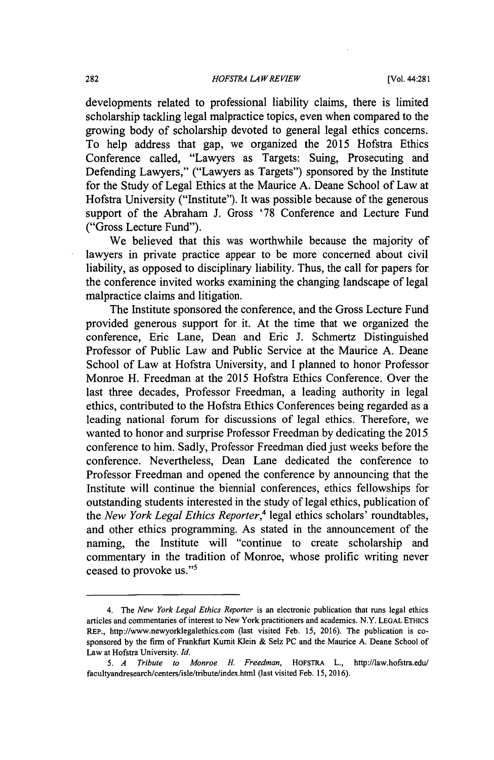developments related to professional liability claims, there is limited scholarship tackling legal malpractice topics, even when compared to the growing body of scholarship devoted to general legal ethics concerns. To help address that gap, we organized the 2015 Hofstra Ethics Conference called, "Lawyers as Targets: Suing, Prosecuting and Defending Lawyers," ("Lawyers as Targets") sponsored by the Institute for the Study of Legal Ethics at the Maurice A. Deane School of Law at Hofstra University ("Institute"). It was possible because of the generous support of the Abraham J. Gross '78 Conference and Lecture Fund ("Gross Lecture Fund").

We believed that this was worthwhile because the majority of lawyers in private practice appear to be more concerned about civil liability, as opposed to disciplinary liability. Thus, the call for papers for the conference invited works examining the changing landscape of legal malpractice claims and litigation.

The Institute sponsored the conference, and the Gross Lecture Fund provided generous support for it. At the time that we organized the conference, Eric Lane, Dean and Eric J. Schmertz Distinguished Professor of Public Law and Public Service at the Maurice A. Deane School of Law at Hofstra University, and I planned to honor Professor Monroe H. Freedman at the 2015 Hofstra Ethics Conference. Over the last three decades, Professor Freedman, a leading authority in legal ethics, contributed to the Hofstra Ethics Conferences being regarded as a leading national forum for discussions of legal ethics. Therefore, we wanted to honor and surprise Professor Freedman by dedicating the 2015 conference to him. Sadly, Professor Freedman died just weeks before the conference. Nevertheless, Dean Lane dedicated the conference to Professor Freedman and opened the conference by announcing that the Institute will continue the biennial conferences, ethics fellowships for outstanding students interested in the study of legal ethics, publication of the *New York Legal Ethics Reporter*,[4] legal ethics scholars' roundtables, and other ethics programming. As stated in the announcement of the naming, the Institute will "continue to create scholarship and commentary in the tradition of Monroe, whose prolific writing never ceased to provoke us."[5]

---

4. The *New York Legal Ethics Reporter* is an electronic publication that runs legal ethics articles and commentaries of interest to New York practitioners and academics. N.Y. LEGAL ETHICS REP., http://www.newyorklegalethics.com (last visited Feb. 15, 2016). The publication is co-sponsored by the firm of Frankfurt Kurnit Klein & Selz PC and the Maurice A. Deane School of Law at Hofstra University. *Id.*

5. *A Tribute to Monroe H. Freedman*, HOFSTRA L., http://law.hofstra.edu/facultyandresearch/centers/isle/tribute/index.html (last visited Feb. 15, 2016).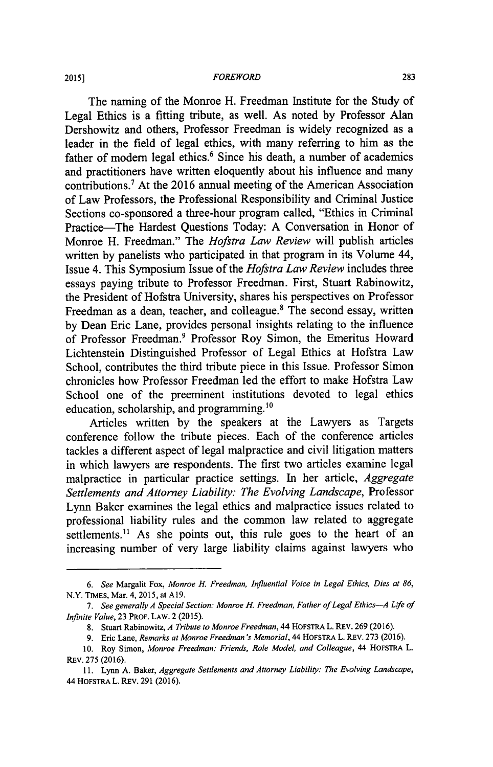The naming of the Monroe H. Freedman Institute for the Study of Legal Ethics is a fitting tribute, as well. As noted by Professor Alan Dershowitz and others, Professor Freedman is widely recognized as a leader in the field of legal ethics, with many referring to him as the father of modern legal ethics.[6] Since his death, a number of academics and practitioners have written eloquently about his influence and many contributions.[7] At the 2016 annual meeting of the American Association of Law Professors, the Professional Responsibility and Criminal Justice Sections co-sponsored a three-hour program called, "Ethics in Criminal Practice—The Hardest Questions Today: A Conversation in Honor of Monroe H. Freedman." The *Hofstra Law Review* will publish articles written by panelists who participated in that program in its Volume 44, Issue 4. This Symposium Issue of the *Hofstra Law Review* includes three essays paying tribute to Professor Freedman. First, Stuart Rabinowitz, the President of Hofstra University, shares his perspectives on Professor Freedman as a dean, teacher, and colleague.[8] The second essay, written by Dean Eric Lane, provides personal insights relating to the influence of Professor Freedman.[9] Professor Roy Simon, the Emeritus Howard Lichtenstein Distinguished Professor of Legal Ethics at Hofstra Law School, contributes the third tribute piece in this Issue. Professor Simon chronicles how Professor Freedman led the effort to make Hofstra Law School one of the preeminent institutions devoted to legal ethics education, scholarship, and programming.[10]

Articles written by the speakers at the Lawyers as Targets conference follow the tribute pieces. Each of the conference articles tackles a different aspect of legal malpractice and civil litigation matters in which lawyers are respondents. The first two articles examine legal malpractice in particular practice settings. In her article, *Aggregate Settlements and Attorney Liability: The Evolving Landscape*, Professor Lynn Baker examines the legal ethics and malpractice issues related to professional liability rules and the common law related to aggregate settlements.[11] As she points out, this rule goes to the heart of an increasing number of very large liability claims against lawyers who

---

6. *See* Margalit Fox, *Monroe H. Freedman, Influential Voice in Legal Ethics, Dies at 86*, N.Y. TIMES, Mar. 4, 2015, at A19.

7. *See generally A Special Section: Monroe H. Freedman, Father of Legal Ethics—A Life of Infinite Value*, 23 PROF. LAW. 2 (2015).

8. Stuart Rabinowitz, *A Tribute to Monroe Freedman*, 44 HOFSTRA L. REV. 269 (2016).

9. Eric Lane, *Remarks at Monroe Freedman's Memorial*, 44 HOFSTRA L. REV. 273 (2016).

10. Roy Simon, *Monroe Freedman: Friends, Role Model, and Colleague*, 44 HOFSTRA L. REV. 275 (2016).

11. Lynn A. Baker, *Aggregate Settlements and Attorney Liability: The Evolving Landscape*, 44 HOFSTRA L. REV. 291 (2016).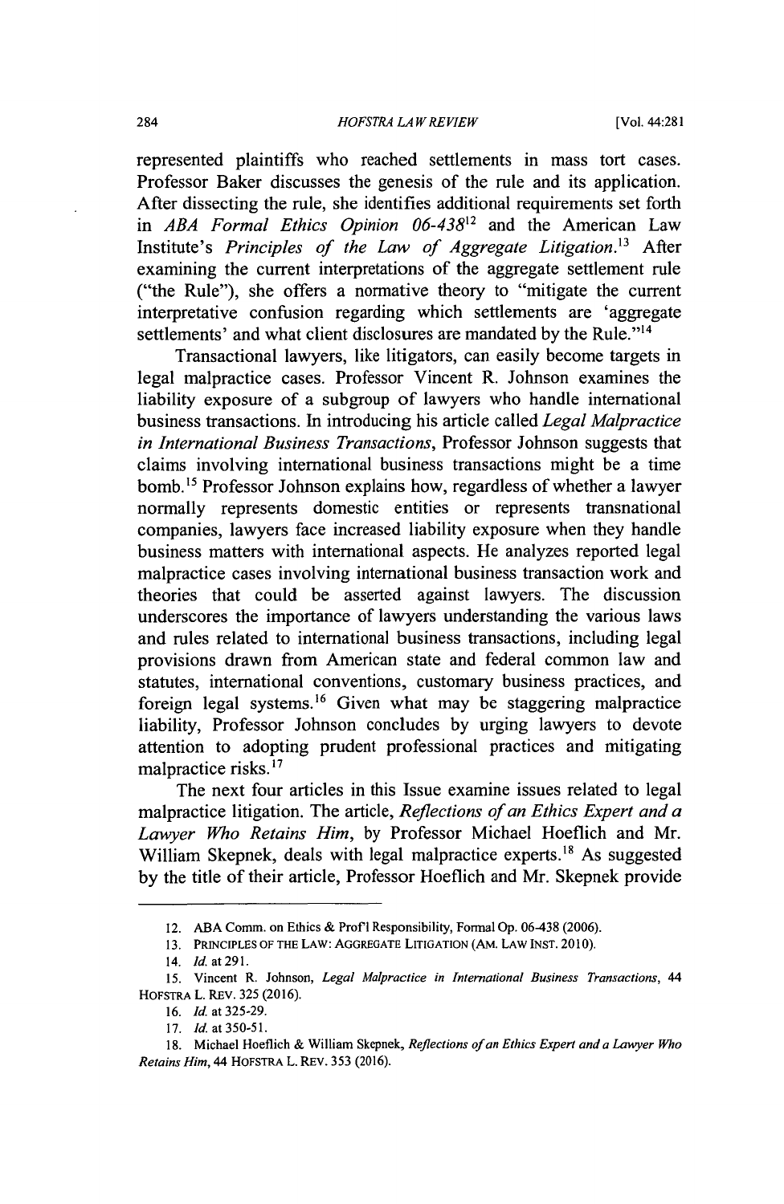represented plaintiffs who reached settlements in mass tort cases. Professor Baker discusses the genesis of the rule and its application. After dissecting the rule, she identifies additional requirements set forth in *ABA Formal Ethics Opinion 06-438*[12] and the American Law Institute's *Principles of the Law of Aggregate Litigation*.[13] After examining the current interpretations of the aggregate settlement rule ("the Rule"), she offers a normative theory to "mitigate the current interpretative confusion regarding which settlements are 'aggregate settlements' and what client disclosures are mandated by the Rule."[14]

Transactional lawyers, like litigators, can easily become targets in legal malpractice cases. Professor Vincent R. Johnson examines the liability exposure of a subgroup of lawyers who handle international business transactions. In introducing his article called *Legal Malpractice in International Business Transactions*, Professor Johnson suggests that claims involving international business transactions might be a time bomb.[15] Professor Johnson explains how, regardless of whether a lawyer normally represents domestic entities or represents transnational companies, lawyers face increased liability exposure when they handle business matters with international aspects. He analyzes reported legal malpractice cases involving international business transaction work and theories that could be asserted against lawyers. The discussion underscores the importance of lawyers understanding the various laws and rules related to international business transactions, including legal provisions drawn from American state and federal common law and statutes, international conventions, customary business practices, and foreign legal systems.[16] Given what may be staggering malpractice liability, Professor Johnson concludes by urging lawyers to devote attention to adopting prudent professional practices and mitigating malpractice risks.[17]

The next four articles in this Issue examine issues related to legal malpractice litigation. The article, *Reflections of an Ethics Expert and a Lawyer Who Retains Him*, by Professor Michael Hoeflich and Mr. William Skepnek, deals with legal malpractice experts.[18] As suggested by the title of their article, Professor Hoeflich and Mr. Skepnek provide

---

12. ABA Comm. on Ethics & Prof'l Responsibility, Formal Op. 06-438 (2006).

13. PRINCIPLES OF THE LAW: AGGREGATE LITIGATION (AM. LAW INST. 2010).

14. *Id.* at 291.

15. Vincent R. Johnson, *Legal Malpractice in International Business Transactions*, 44 HOFSTRA L. REV. 325 (2016).

16. *Id.* at 325-29.

17. *Id.* at 350-51.

18. Michael Hoeflich & William Skepnek, *Reflections of an Ethics Expert and a Lawyer Who Retains Him*, 44 HOFSTRA L. REV. 353 (2016).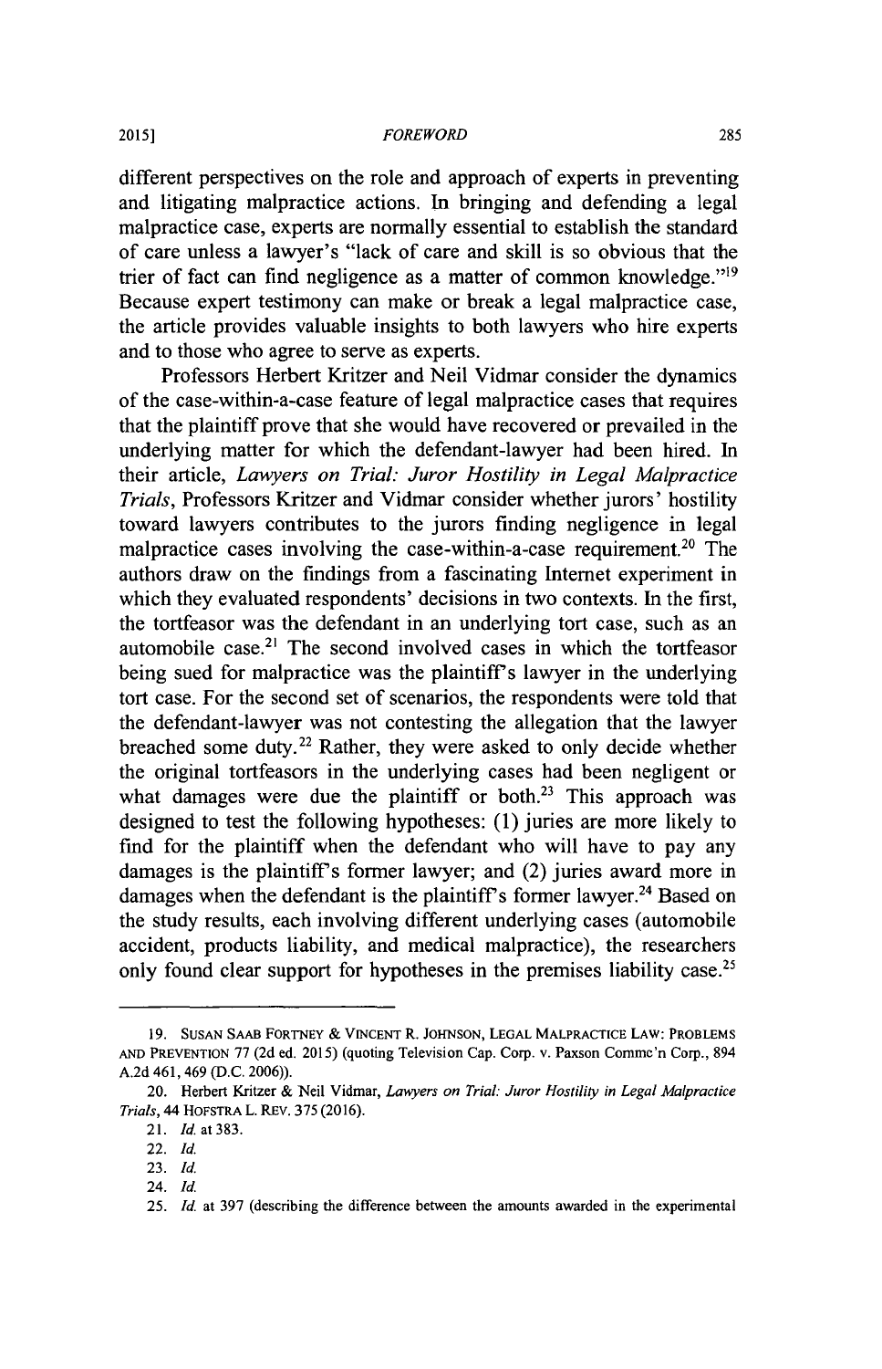different perspectives on the role and approach of experts in preventing and litigating malpractice actions. In bringing and defending a legal malpractice case, experts are normally essential to establish the standard of care unless a lawyer's "lack of care and skill is so obvious that the trier of fact can find negligence as a matter of common knowledge."[19] Because expert testimony can make or break a legal malpractice case, the article provides valuable insights to both lawyers who hire experts and to those who agree to serve as experts.

Professors Herbert Kritzer and Neil Vidmar consider the dynamics of the case-within-a-case feature of legal malpractice cases that requires that the plaintiff prove that she would have recovered or prevailed in the underlying matter for which the defendant-lawyer had been hired. In their article, *Lawyers on Trial: Juror Hostility in Legal Malpractice Trials*, Professors Kritzer and Vidmar consider whether jurors' hostility toward lawyers contributes to the jurors finding negligence in legal malpractice cases involving the case-within-a-case requirement.[20] The authors draw on the findings from a fascinating Internet experiment in which they evaluated respondents' decisions in two contexts. In the first, the tortfeasor was the defendant in an underlying tort case, such as an automobile case.[21] The second involved cases in which the tortfeasor being sued for malpractice was the plaintiff's lawyer in the underlying tort case. For the second set of scenarios, the respondents were told that the defendant-lawyer was not contesting the allegation that the lawyer breached some duty.[22] Rather, they were asked to only decide whether the original tortfeasors in the underlying cases had been negligent or what damages were due the plaintiff or both.[23] This approach was designed to test the following hypotheses: (1) juries are more likely to find for the plaintiff when the defendant who will have to pay any damages is the plaintiff's former lawyer; and (2) juries award more in damages when the defendant is the plaintiff's former lawyer.[24] Based on the study results, each involving different underlying cases (automobile accident, products liability, and medical malpractice), the researchers only found clear support for hypotheses in the premises liability case.[25]

---

19. SUSAN SAAB FORTNEY & VINCENT R. JOHNSON, LEGAL MALPRACTICE LAW: PROBLEMS AND PREVENTION 77 (2d ed. 2015) (quoting Television Cap. Corp. v. Paxson Commc'n Corp., 894 A.2d 461, 469 (D.C. 2006)).

20. Herbert Kritzer & Neil Vidmar, *Lawyers on Trial: Juror Hostility in Legal Malpractice Trials*, 44 HOFSTRA L. REV. 375 (2016).

21. *Id.* at 383.

22. *Id.*

23. *Id.*

24. *Id.*

25. *Id.* at 397 (describing the difference between the amounts awarded in the experimental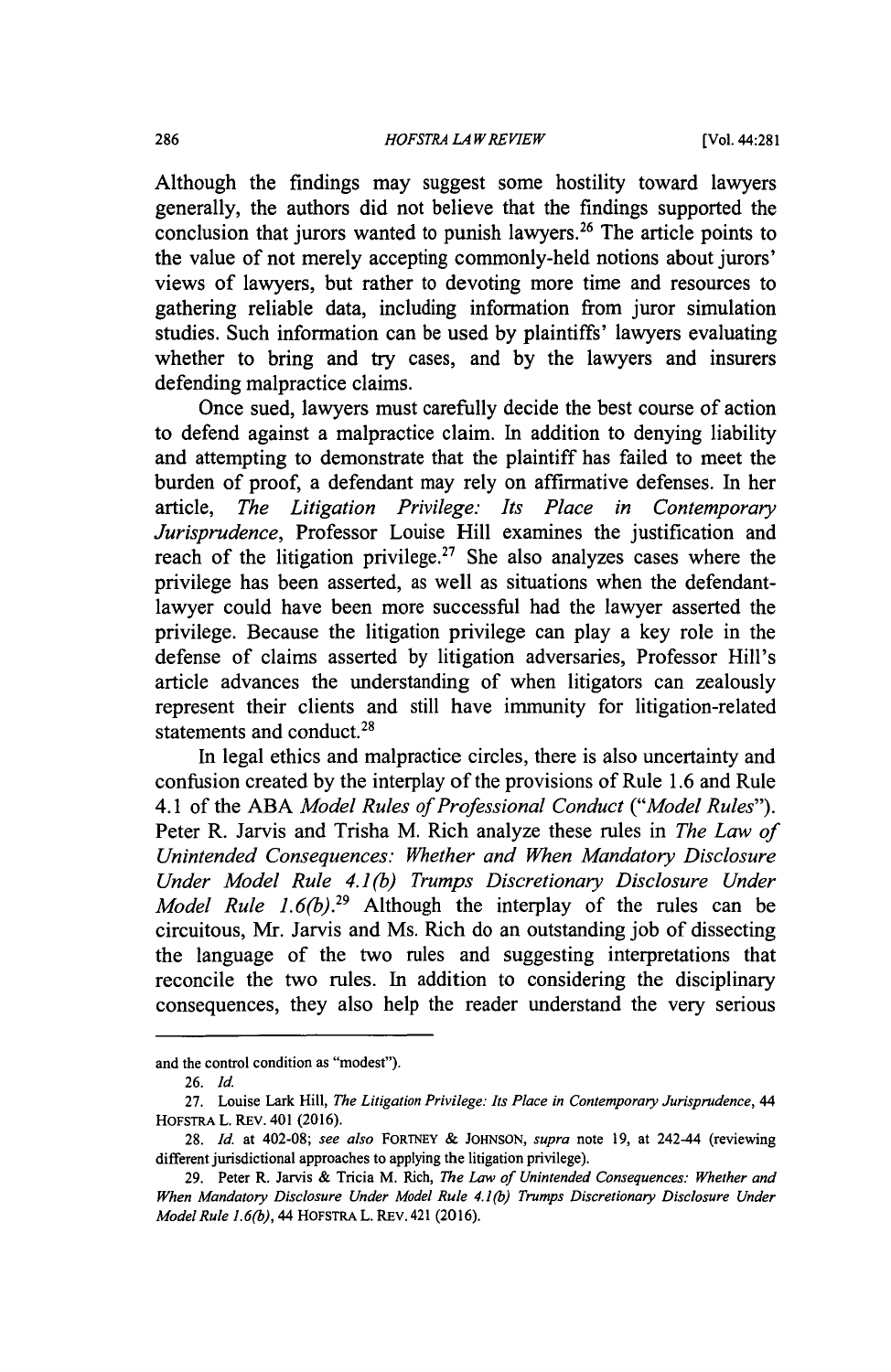Although the findings may suggest some hostility toward lawyers generally, the authors did not believe that the findings supported the conclusion that jurors wanted to punish lawyers.[26] The article points to the value of not merely accepting commonly-held notions about jurors' views of lawyers, but rather to devoting more time and resources to gathering reliable data, including information from juror simulation studies. Such information can be used by plaintiffs' lawyers evaluating whether to bring and try cases, and by the lawyers and insurers defending malpractice claims.

Once sued, lawyers must carefully decide the best course of action to defend against a malpractice claim. In addition to denying liability and attempting to demonstrate that the plaintiff has failed to meet the burden of proof, a defendant may rely on affirmative defenses. In her article, *The Litigation Privilege: Its Place in Contemporary Jurisprudence*, Professor Louise Hill examines the justification and reach of the litigation privilege.[27] She also analyzes cases where the privilege has been asserted, as well as situations when the defendant-lawyer could have been more successful had the lawyer asserted the privilege. Because the litigation privilege can play a key role in the defense of claims asserted by litigation adversaries, Professor Hill's article advances the understanding of when litigators can zealously represent their clients and still have immunity for litigation-related statements and conduct.[28]

In legal ethics and malpractice circles, there is also uncertainty and confusion created by the interplay of the provisions of Rule 1.6 and Rule 4.1 of the ABA *Model Rules of Professional Conduct* ("*Model Rules*"). Peter R. Jarvis and Trisha M. Rich analyze these rules in *The Law of Unintended Consequences: Whether and When Mandatory Disclosure Under Model Rule 4.1(b) Trumps Discretionary Disclosure Under Model Rule 1.6(b)*.[29] Although the interplay of the rules can be circuitous, Mr. Jarvis and Ms. Rich do an outstanding job of dissecting the language of the two rules and suggesting interpretations that reconcile the two rules. In addition to considering the disciplinary consequences, they also help the reader understand the very serious

---

and the control condition as "modest").

26. *Id.*

27. Louise Lark Hill, *The Litigation Privilege: Its Place in Contemporary Jurisprudence*, 44 HOFSTRA L. REV. 401 (2016).

28. *Id.* at 402-08; *see also* FORTNEY & JOHNSON, *supra* note 19, at 242-44 (reviewing different jurisdictional approaches to applying the litigation privilege).

29. Peter R. Jarvis & Tricia M. Rich, *The Law of Unintended Consequences: Whether and When Mandatory Disclosure Under Model Rule 4.1(b) Trumps Discretionary Disclosure Under Model Rule 1.6(b)*, 44 HOFSTRA L. REV. 421 (2016).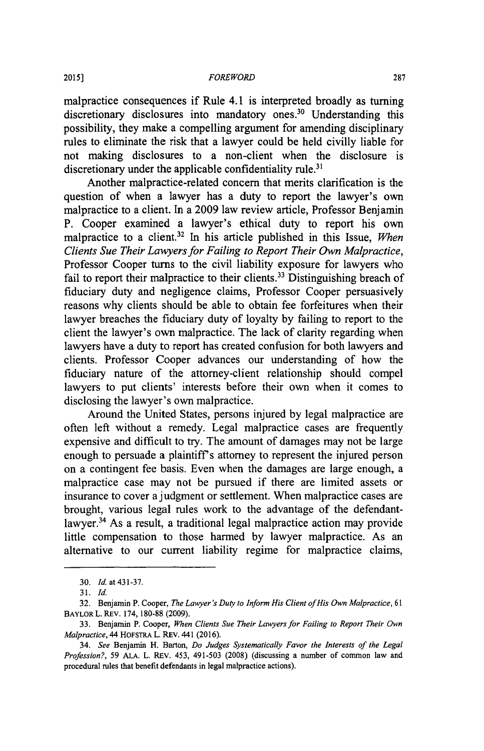malpractice consequences if Rule 4.1 is interpreted broadly as turning discretionary disclosures into mandatory ones.[30] Understanding this possibility, they make a compelling argument for amending disciplinary rules to eliminate the risk that a lawyer could be held civilly liable for not making disclosures to a non-client when the disclosure is discretionary under the applicable confidentiality rule.[31]

Another malpractice-related concern that merits clarification is the question of when a lawyer has a duty to report the lawyer's own malpractice to a client. In a 2009 law review article, Professor Benjamin P. Cooper examined a lawyer's ethical duty to report his own malpractice to a client.[32] In his article published in this Issue, *When Clients Sue Their Lawyers for Failing to Report Their Own Malpractice*, Professor Cooper turns to the civil liability exposure for lawyers who fail to report their malpractice to their clients.[33] Distinguishing breach of fiduciary duty and negligence claims, Professor Cooper persuasively reasons why clients should be able to obtain fee forfeitures when their lawyer breaches the fiduciary duty of loyalty by failing to report to the client the lawyer's own malpractice. The lack of clarity regarding when lawyers have a duty to report has created confusion for both lawyers and clients. Professor Cooper advances our understanding of how the fiduciary nature of the attorney-client relationship should compel lawyers to put clients' interests before their own when it comes to disclosing the lawyer's own malpractice.

Around the United States, persons injured by legal malpractice are often left without a remedy. Legal malpractice cases are frequently expensive and difficult to try. The amount of damages may not be large enough to persuade a plaintiff's attorney to represent the injured person on a contingent fee basis. Even when the damages are large enough, a malpractice case may not be pursued if there are limited assets or insurance to cover a judgment or settlement. When malpractice cases are brought, various legal rules work to the advantage of the defendant-lawyer.[34] As a result, a traditional legal malpractice action may provide little compensation to those harmed by lawyer malpractice. As an alternative to our current liability regime for malpractice claims,

---

30. *Id.* at 431-37.

31. *Id.*

32. Benjamin P. Cooper, *The Lawyer's Duty to Inform His Client of His Own Malpractice*, 61 BAYLOR L. REV. 174, 180-88 (2009).

33. Benjamin P. Cooper, *When Clients Sue Their Lawyers for Failing to Report Their Own Malpractice*, 44 HOFSTRA L. REV. 441 (2016).

34. *See* Benjamin H. Barton, *Do Judges Systematically Favor the Interests of the Legal Profession?*, 59 ALA. L. REV. 453, 491-503 (2008) (discussing a number of common law and procedural rules that benefit defendants in legal malpractice actions).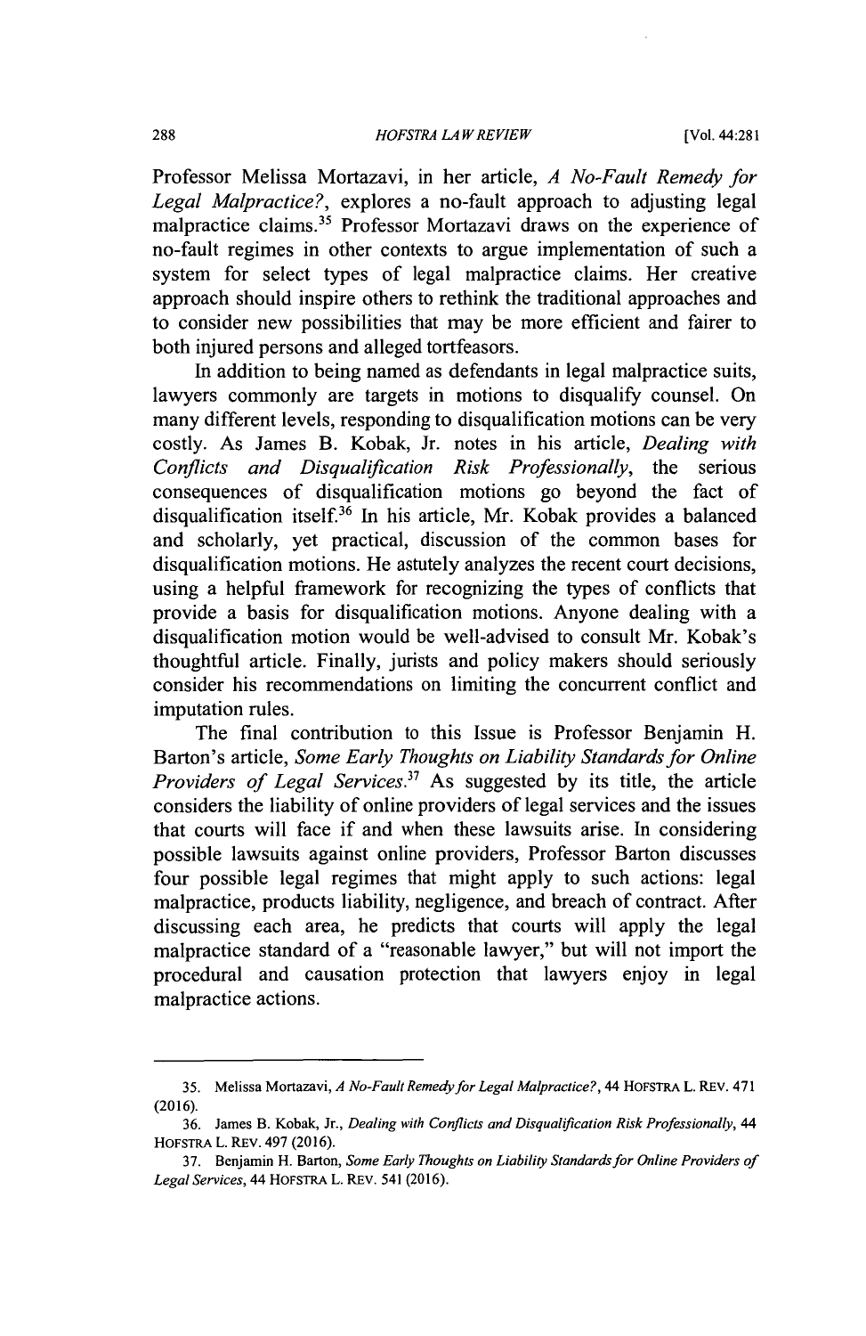Professor Melissa Mortazavi, in her article, *A No-Fault Remedy for Legal Malpractice?*, explores a no-fault approach to adjusting legal malpractice claims.[35] Professor Mortazavi draws on the experience of no-fault regimes in other contexts to argue implementation of such a system for select types of legal malpractice claims. Her creative approach should inspire others to rethink the traditional approaches and to consider new possibilities that may be more efficient and fairer to both injured persons and alleged tortfeasors.

In addition to being named as defendants in legal malpractice suits, lawyers commonly are targets in motions to disqualify counsel. On many different levels, responding to disqualification motions can be very costly. As James B. Kobak, Jr. notes in his article, *Dealing with Conflicts and Disqualification Risk Professionally*, the serious consequences of disqualification motions go beyond the fact of disqualification itself.[36] In his article, Mr. Kobak provides a balanced and scholarly, yet practical, discussion of the common bases for disqualification motions. He astutely analyzes the recent court decisions, using a helpful framework for recognizing the types of conflicts that provide a basis for disqualification motions. Anyone dealing with a disqualification motion would be well-advised to consult Mr. Kobak's thoughtful article. Finally, jurists and policy makers should seriously consider his recommendations on limiting the concurrent conflict and imputation rules.

The final contribution to this Issue is Professor Benjamin H. Barton's article, *Some Early Thoughts on Liability Standards for Online Providers of Legal Services*.[37] As suggested by its title, the article considers the liability of online providers of legal services and the issues that courts will face if and when these lawsuits arise. In considering possible lawsuits against online providers, Professor Barton discusses four possible legal regimes that might apply to such actions: legal malpractice, products liability, negligence, and breach of contract. After discussing each area, he predicts that courts will apply the legal malpractice standard of a "reasonable lawyer," but will not import the procedural and causation protection that lawyers enjoy in legal malpractice actions.

---

35. Melissa Mortazavi, *A No-Fault Remedy for Legal Malpractice?*, 44 HOFSTRA L. REV. 471 (2016).

36. James B. Kobak, Jr., *Dealing with Conflicts and Disqualification Risk Professionally*, 44 HOFSTRA L. REV. 497 (2016).

37. Benjamin H. Barton, *Some Early Thoughts on Liability Standards for Online Providers of Legal Services*, 44 HOFSTRA L. REV. 541 (2016).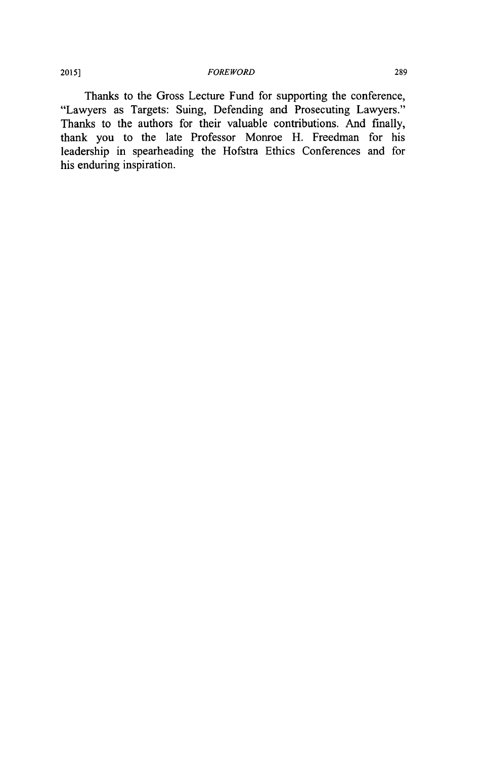Thanks to the Gross Lecture Fund for supporting the conference, "Lawyers as Targets: Suing, Defending and Prosecuting Lawyers." Thanks to the authors for their valuable contributions. And finally, thank you to the late Professor Monroe H. Freedman for his leadership in spearheading the Hofstra Ethics Conferences and for his enduring inspiration.